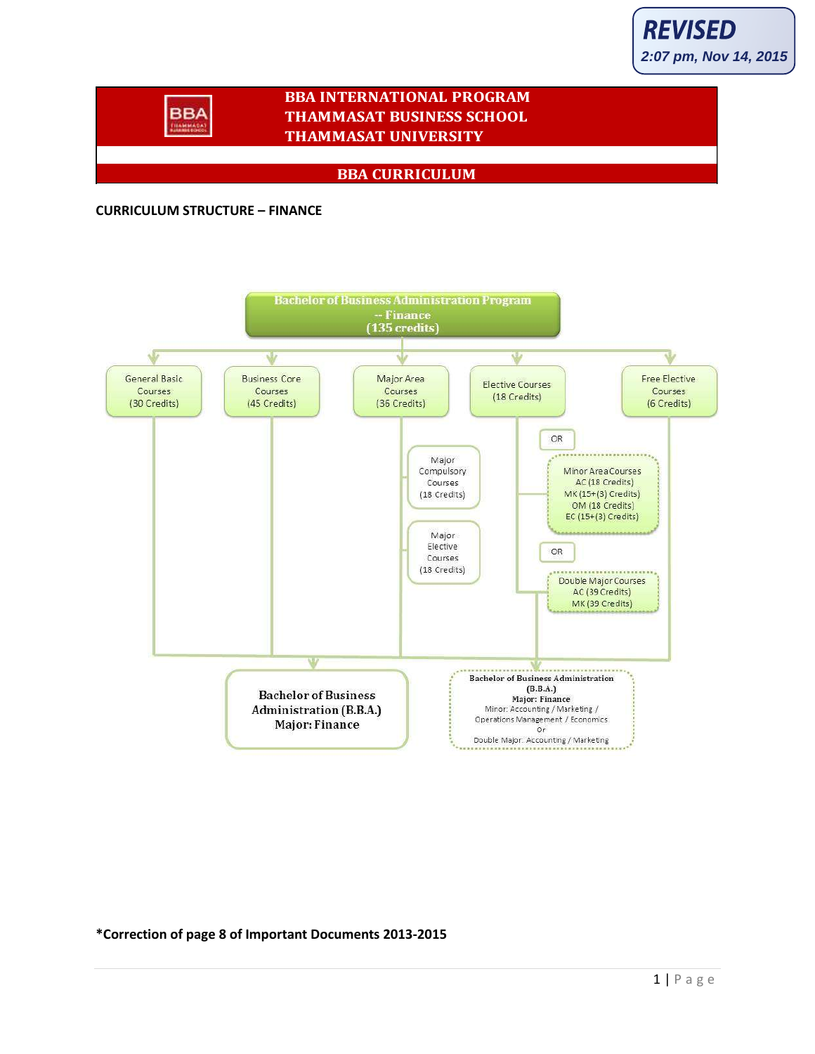**REVISED**
*2:07 pm, Nov 14, 2015*

# BBA INTERNATIONAL PROGRAM
# THAMMASAT BUSINESS SCHOOL
# THAMMASAT UNIVERSITY

## BBA CURRICULUM

### CURRICULUM STRUCTURE – FINANCE

**Bachelor of Business Administration Program -- Finance (135 credits)**

- General Basic Courses (30 Credits)
- Business Core Courses (45 Credits)
- Major Area Courses (36 Credits)
  - Major Compulsory Courses (18 Credits)
  - Major Elective Courses (18 Credits)
- Elective Courses (18 Credits)
  - OR Minor Area Courses
    - AC (18 Credits)
    - MK (15+(3) Credits)
    - OM (18 Credits)
    - EC (15+(3) Credits)
  - OR Double Major Courses
    - AC (39 Credits)
    - MK (39 Credits)
- Free Elective Courses (6 Credits)

**Bachelor of Business Administration (B.B.A.) Major: Finance**

**Bachelor of Business Administration (B.B.A.)**
**Major: Finance**
Minor: Accounting / Marketing / Operations Management / Economics
Or
Double Major: Accounting / Marketing

**\*Correction of page 8 of Important Documents 2013-2015**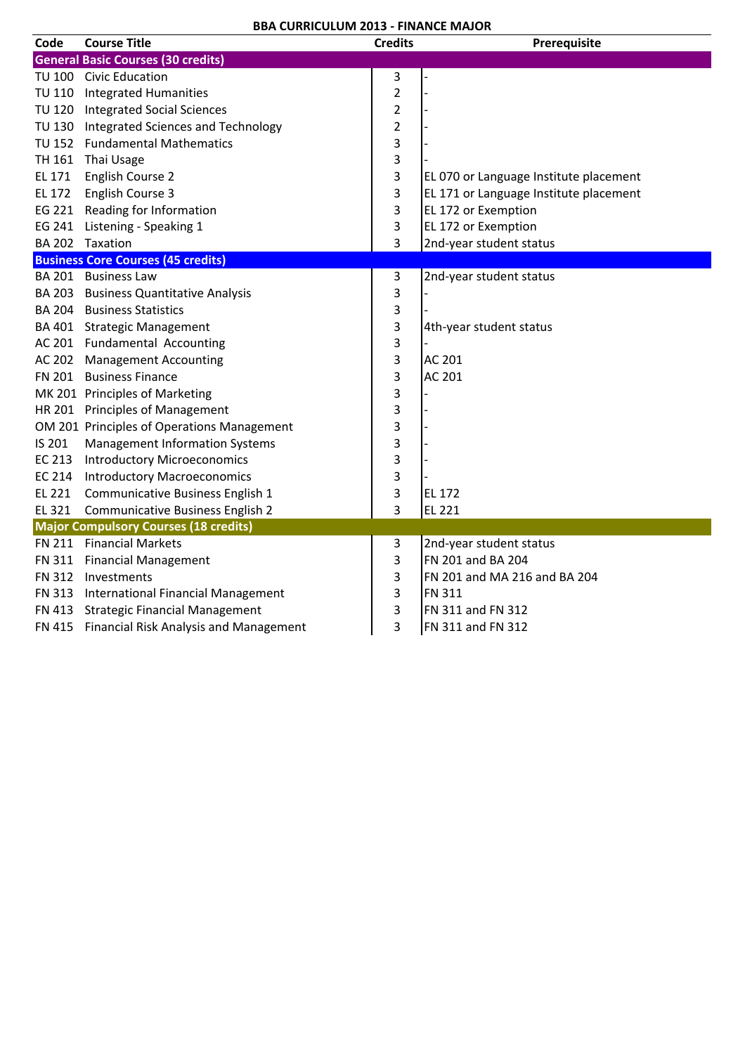## BBA CURRICULUM 2013 - FINANCE MAJOR

| Code | Course Title | Credits | Prerequisite |
|---|---|---|---|
| **General Basic Courses (30 credits)** | | | |
| TU 100 | Civic Education | 3 | - |
| TU 110 | Integrated Humanities | 2 | - |
| TU 120 | Integrated Social Sciences | 2 | - |
| TU 130 | Integrated Sciences and Technology | 2 | - |
| TU 152 | Fundamental Mathematics | 3 | - |
| TH 161 | Thai Usage | 3 | - |
| EL 171 | English Course 2 | 3 | EL 070 or Language Institute placement |
| EL 172 | English Course 3 | 3 | EL 171 or Language Institute placement |
| EG 221 | Reading for Information | 3 | EL 172 or Exemption |
| EG 241 | Listening - Speaking 1 | 3 | EL 172 or Exemption |
| BA 202 | Taxation | 3 | 2nd-year student status |
| **Business Core Courses (45 credits)** | | | |
| BA 201 | Business Law | 3 | 2nd-year student status |
| BA 203 | Business Quantitative Analysis | 3 | - |
| BA 204 | Business Statistics | 3 | - |
| BA 401 | Strategic Management | 3 | 4th-year student status |
| AC 201 | Fundamental Accounting | 3 | - |
| AC 202 | Management Accounting | 3 | AC 201 |
| FN 201 | Business Finance | 3 | AC 201 |
| MK 201 | Principles of Marketing | 3 | - |
| HR 201 | Principles of Management | 3 | - |
| OM 201 | Principles of Operations Management | 3 | - |
| IS 201 | Management Information Systems | 3 | - |
| EC 213 | Introductory Microeconomics | 3 | - |
| EC 214 | Introductory Macroeconomics | 3 | - |
| EL 221 | Communicative Business English 1 | 3 | EL 172 |
| EL 321 | Communicative Business English 2 | 3 | EL 221 |
| **Major Compulsory Courses (18 credits)** | | | |
| FN 211 | Financial Markets | 3 | 2nd-year student status |
| FN 311 | Financial Management | 3 | FN 201 and BA 204 |
| FN 312 | Investments | 3 | FN 201 and MA 216 and BA 204 |
| FN 313 | International Financial Management | 3 | FN 311 |
| FN 413 | Strategic Financial Management | 3 | FN 311 and FN 312 |
| FN 415 | Financial Risk Analysis and Management | 3 | FN 311 and FN 312 |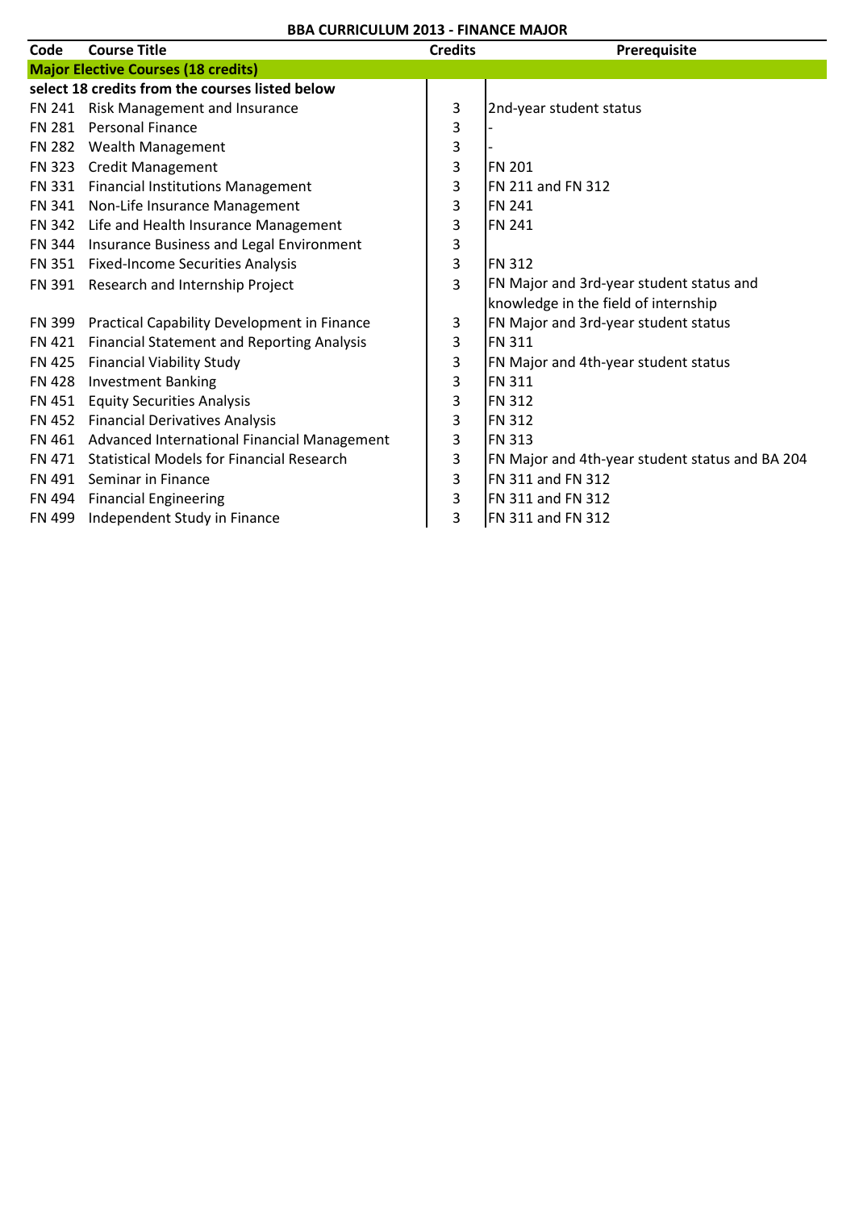**BBA CURRICULUM 2013 - FINANCE MAJOR**

| Code | Course Title | Credits | Prerequisite |
|---|---|---|---|
| **Major Elective Courses (18 credits)** | | | |
| **select 18 credits from the courses listed below** | | | |
| FN 241 | Risk Management and Insurance | 3 | 2nd-year student status |
| FN 281 | Personal Finance | 3 | - |
| FN 282 | Wealth Management | 3 | - |
| FN 323 | Credit Management | 3 | FN 201 |
| FN 331 | Financial Institutions Management | 3 | FN 211 and FN 312 |
| FN 341 | Non-Life Insurance Management | 3 | FN 241 |
| FN 342 | Life and Health Insurance Management | 3 | FN 241 |
| FN 344 | Insurance Business and Legal Environment | 3 | |
| FN 351 | Fixed-Income Securities Analysis | 3 | FN 312 |
| FN 391 | Research and Internship Project | 3 | FN Major and 3rd-year student status and knowledge in the field of internship |
| FN 399 | Practical Capability Development in Finance | 3 | FN Major and 3rd-year student status |
| FN 421 | Financial Statement and Reporting Analysis | 3 | FN 311 |
| FN 425 | Financial Viability Study | 3 | FN Major and 4th-year student status |
| FN 428 | Investment Banking | 3 | FN 311 |
| FN 451 | Equity Securities Analysis | 3 | FN 312 |
| FN 452 | Financial Derivatives Analysis | 3 | FN 312 |
| FN 461 | Advanced International Financial Management | 3 | FN 313 |
| FN 471 | Statistical Models for Financial Research | 3 | FN Major and 4th-year student status and BA 204 |
| FN 491 | Seminar in Finance | 3 | FN 311 and FN 312 |
| FN 494 | Financial Engineering | 3 | FN 311 and FN 312 |
| FN 499 | Independent Study in Finance | 3 | FN 311 and FN 312 |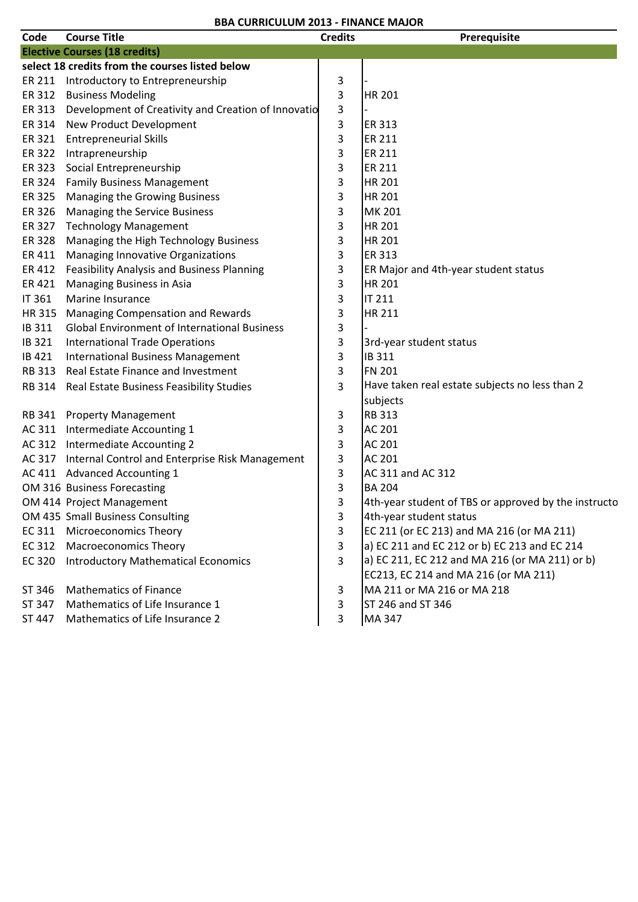**BBA CURRICULUM 2013 - FINANCE MAJOR**

| Code | Course Title | Credits | Prerequisite |
|---|---|---|---|
| **Elective Courses (18 credits)** | | | |
| **select 18 credits from the courses listed below** | | | |
| ER 211 | Introductory to Entrepreneurship | 3 | - |
| ER 312 | Business Modeling | 3 | HR 201 |
| ER 313 | Development of Creativity and Creation of Innovatio | 3 | - |
| ER 314 | New Product Development | 3 | ER 313 |
| ER 321 | Entrepreneurial Skills | 3 | ER 211 |
| ER 322 | Intrapreneurship | 3 | ER 211 |
| ER 323 | Social Entrepreneurship | 3 | ER 211 |
| ER 324 | Family Business Management | 3 | HR 201 |
| ER 325 | Managing the Growing Business | 3 | HR 201 |
| ER 326 | Managing the Service Business | 3 | MK 201 |
| ER 327 | Technology Management | 3 | HR 201 |
| ER 328 | Managing the High Technology Business | 3 | HR 201 |
| ER 411 | Managing Innovative Organizations | 3 | ER 313 |
| ER 412 | Feasibility Analysis and Business Planning | 3 | ER Major and 4th-year student status |
| ER 421 | Managing Business in Asia | 3 | HR 201 |
| IT 361 | Marine Insurance | 3 | IT 211 |
| HR 315 | Managing Compensation and Rewards | 3 | HR 211 |
| IB 311 | Global Environment of International Business | 3 | - |
| IB 321 | International Trade Operations | 3 | 3rd-year student status |
| IB 421 | International Business Management | 3 | IB 311 |
| RB 313 | Real Estate Finance and Investment | 3 | FN 201 |
| RB 314 | Real Estate Business Feasibility Studies | 3 | Have taken real estate subjects no less than 2 subjects |
| RB 341 | Property Management | 3 | RB 313 |
| AC 311 | Intermediate Accounting 1 | 3 | AC 201 |
| AC 312 | Intermediate Accounting 2 | 3 | AC 201 |
| AC 317 | Internal Control and Enterprise Risk Management | 3 | AC 201 |
| AC 411 | Advanced Accounting 1 | 3 | AC 311 and AC 312 |
| OM 316 | Business Forecasting | 3 | BA 204 |
| OM 414 | Project Management | 3 | 4th-year student of TBS or approved by the instructo |
| OM 435 | Small Business Consulting | 3 | 4th-year student status |
| EC 311 | Microeconomics Theory | 3 | EC 211 (or EC 213) and MA 216 (or MA 211) |
| EC 312 | Macroeconomics Theory | 3 | a) EC 211 and EC 212 or b) EC 213 and EC 214 |
| EC 320 | Introductory Mathematical Economics | 3 | a) EC 211, EC 212 and MA 216 (or MA 211) or b) EC213, EC 214 and MA 216 (or MA 211) |
| ST 346 | Mathematics of Finance | 3 | MA 211 or MA 216 or MA 218 |
| ST 347 | Mathematics of Life Insurance 1 | 3 | ST 246 and ST 346 |
| ST 447 | Mathematics of Life Insurance 2 | 3 | MA 347 |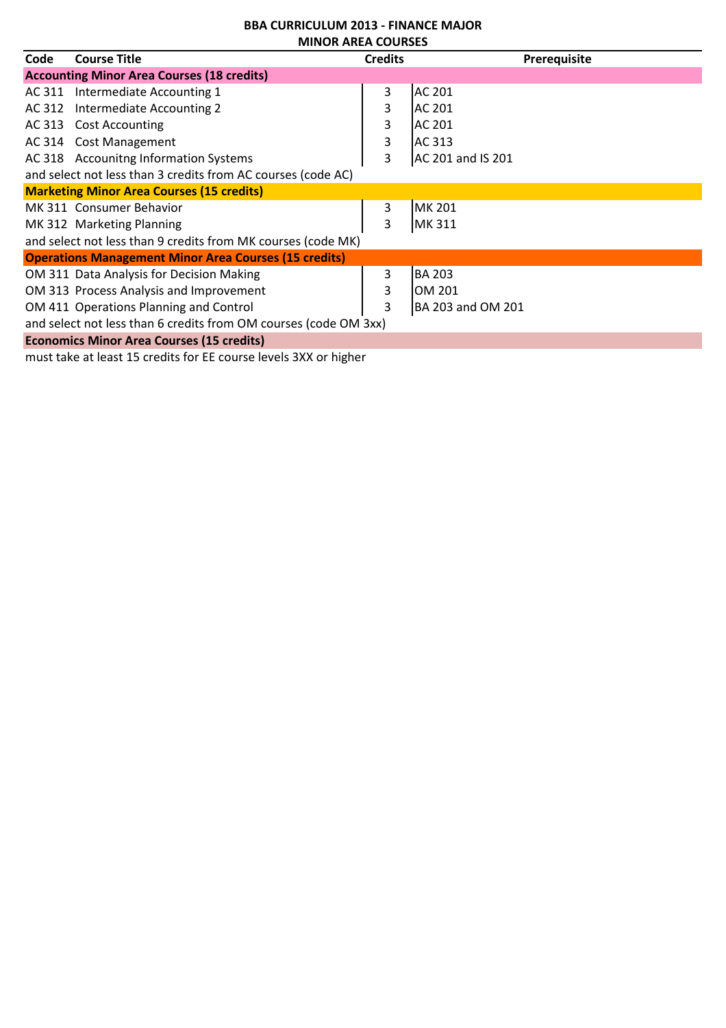**BBA CURRICULUM 2013 - FINANCE MAJOR**

**MINOR AREA COURSES**

| Code | Course Title | Credits | Prerequisite |
|---|---|---|---|
| **Accounting Minor Area Courses (18 credits)** | | | |
| AC 311 | Intermediate Accounting 1 | 3 | AC 201 |
| AC 312 | Intermediate Accounting 2 | 3 | AC 201 |
| AC 313 | Cost Accounting | 3 | AC 201 |
| AC 314 | Cost Management | 3 | AC 313 |
| AC 318 | Accounitng Information Systems | 3 | AC 201 and IS 201 |
| and select not less than 3 credits from AC courses (code AC) | | | |
| **Marketing Minor Area Courses (15 credits)** | | | |
| MK 311 | Consumer Behavior | 3 | MK 201 |
| MK 312 | Marketing Planning | 3 | MK 311 |
| and select not less than 9 credits from MK courses (code MK) | | | |
| **Operations Management Minor Area Courses (15 credits)** | | | |
| OM 311 | Data Analysis for Decision Making | 3 | BA 203 |
| OM 313 | Process Analysis and Improvement | 3 | OM 201 |
| OM 411 | Operations Planning and Control | 3 | BA 203 and OM 201 |
| and select not less than 6 credits from OM courses (code OM 3xx) | | | |
| **Economics Minor Area Courses (15 credits)** | | | |
| must take at least 15 credits for EE course levels 3XX or higher | | | |